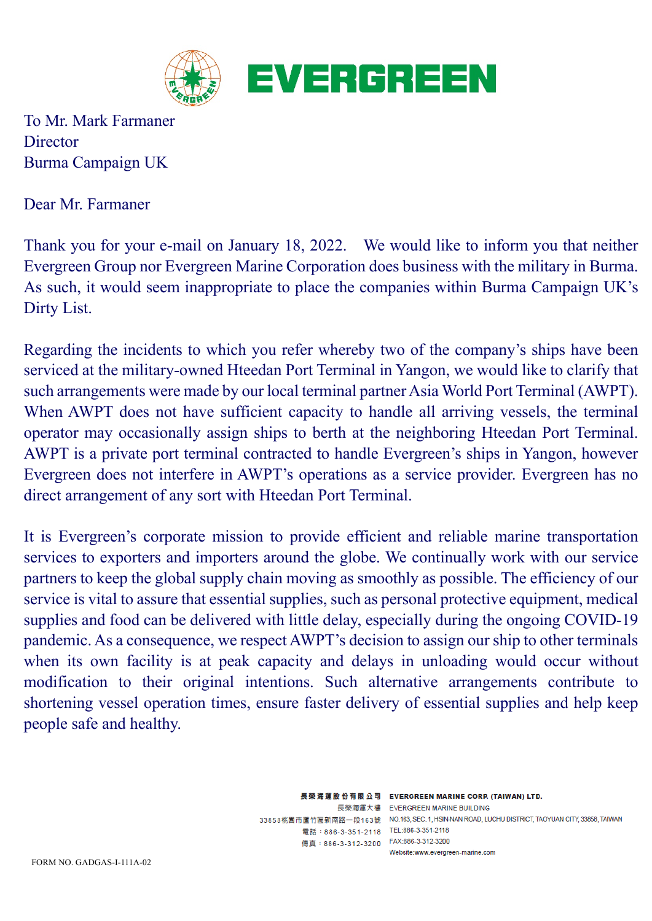EVERGREEN

To Mr. Mark Farmaner
Director
Burma Campaign UK

Dear Mr. Farmaner

Thank you for your e-mail on January 18, 2022. We would like to inform you that neither Evergreen Group nor Evergreen Marine Corporation does business with the military in Burma. As such, it would seem inappropriate to place the companies within Burma Campaign UK's Dirty List.

Regarding the incidents to which you refer whereby two of the company's ships have been serviced at the military-owned Hteedan Port Terminal in Yangon, we would like to clarify that such arrangements were made by our local terminal partner Asia World Port Terminal (AWPT). When AWPT does not have sufficient capacity to handle all arriving vessels, the terminal operator may occasionally assign ships to berth at the neighboring Hteedan Port Terminal. AWPT is a private port terminal contracted to handle Evergreen's ships in Yangon, however Evergreen does not interfere in AWPT's operations as a service provider. Evergreen has no direct arrangement of any sort with Hteedan Port Terminal.

It is Evergreen's corporate mission to provide efficient and reliable marine transportation services to exporters and importers around the globe. We continually work with our service partners to keep the global supply chain moving as smoothly as possible. The efficiency of our service is vital to assure that essential supplies, such as personal protective equipment, medical supplies and food can be delivered with little delay, especially during the ongoing COVID-19 pandemic. As a consequence, we respect AWPT's decision to assign our ship to other terminals when its own facility is at peak capacity and delays in unloading would occur without modification to their original intentions. Such alternative arrangements contribute to shortening vessel operation times, ensure faster delivery of essential supplies and help keep people safe and healthy.

長榮海運股份有限公司 EVERGREEN MARINE CORP. (TAIWAN) LTD.
長榮海運大樓 EVERGREEN MARINE BUILDING
33858桃園市蘆竹區新南路一段163號 NO.163, SEC. 1, HSIN-NAN ROAD, LUCHU DISTRICT, TAOYUAN CITY, 33858, TAIWAN
電話：886-3-351-2118 TEL:886-3-351-2118
傳真：886-3-312-3200 FAX:886-3-312-3200
Website:www.evergreen-marine.com

FORM NO. GADGAS-I-111A-02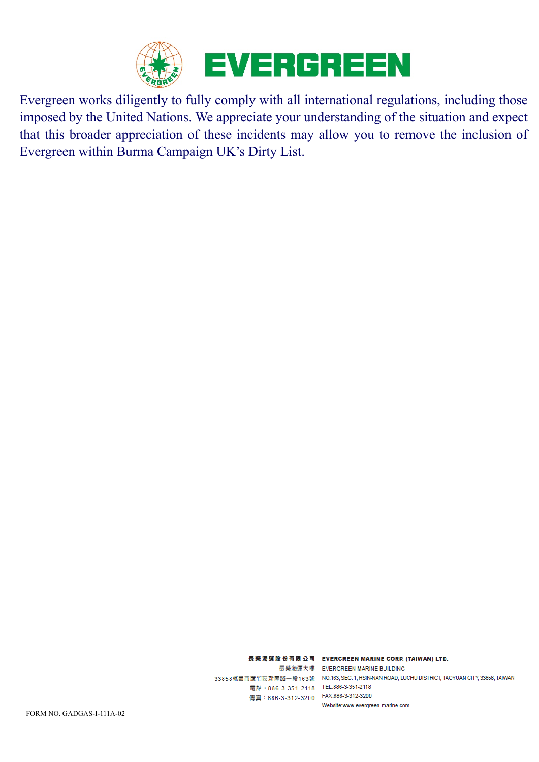EVERGREEN

Evergreen works diligently to fully comply with all international regulations, including those imposed by the United Nations. We appreciate your understanding of the situation and expect that this broader appreciation of these incidents may allow you to remove the inclusion of Evergreen within Burma Campaign UK's Dirty List.

長榮海運股份有限公司 EVERGREEN MARINE CORP. (TAIWAN) LTD.
長榮海運大樓 EVERGREEN MARINE BUILDING
33858桃園市蘆竹區新南路一段163號 NO.163, SEC. 1, HSIN-NAN ROAD, LUCHU DISTRICT, TAOYUAN CITY, 33858, TAIWAN
電話：886-3-351-2118 TEL:886-3-351-2118
傳真：886-3-312-3200 FAX:886-3-312-3200
Website:www.evergreen-marine.com

FORM NO. GADGAS-I-111A-02